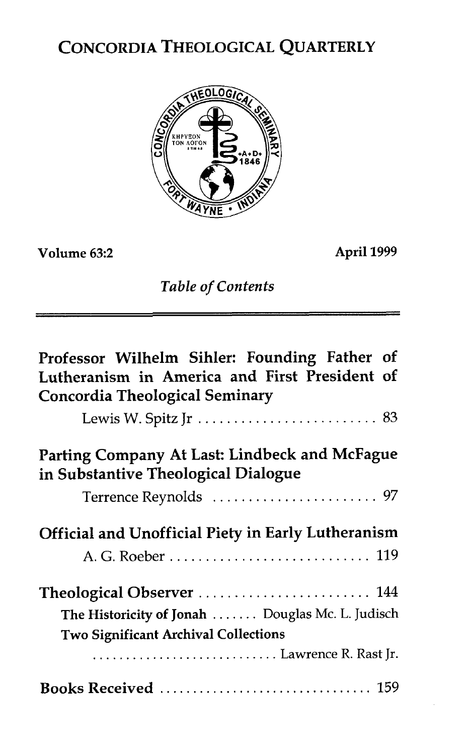# CONCORDIA THEOLOGICAL QUARTERLY

Volume 63:2 April 1999

*Table of Contents*

---

**Professor Wilhelm Sihler: Founding Father of Lutheranism in America and First President of Concordia Theological Seminary**

Lewis W. Spitz Jr . . . . . . . . . . . . . . . . . . . . . . . . . . 83

**Parting Company At Last: Lindbeck and McFague in Substantive Theological Dialogue**

Terrence Reynolds . . . . . . . . . . . . . . . . . . . . . . . 97

**Official and Unofficial Piety in Early Lutheranism**

A. G. Roeber . . . . . . . . . . . . . . . . . . . . . . . . . . . . 119

**Theological Observer** . . . . . . . . . . . . . . . . . . . . . . . . 144

**The Historicity of Jonah** . . . . . . . Douglas Mc. L. Judisch

**Two Significant Archival Collections**

. . . . . . . . . . . . . . . . . . . . . . . . . . . . Lawrence R. Rast Jr.

**Books Received** . . . . . . . . . . . . . . . . . . . . . . . . . . . . . . 159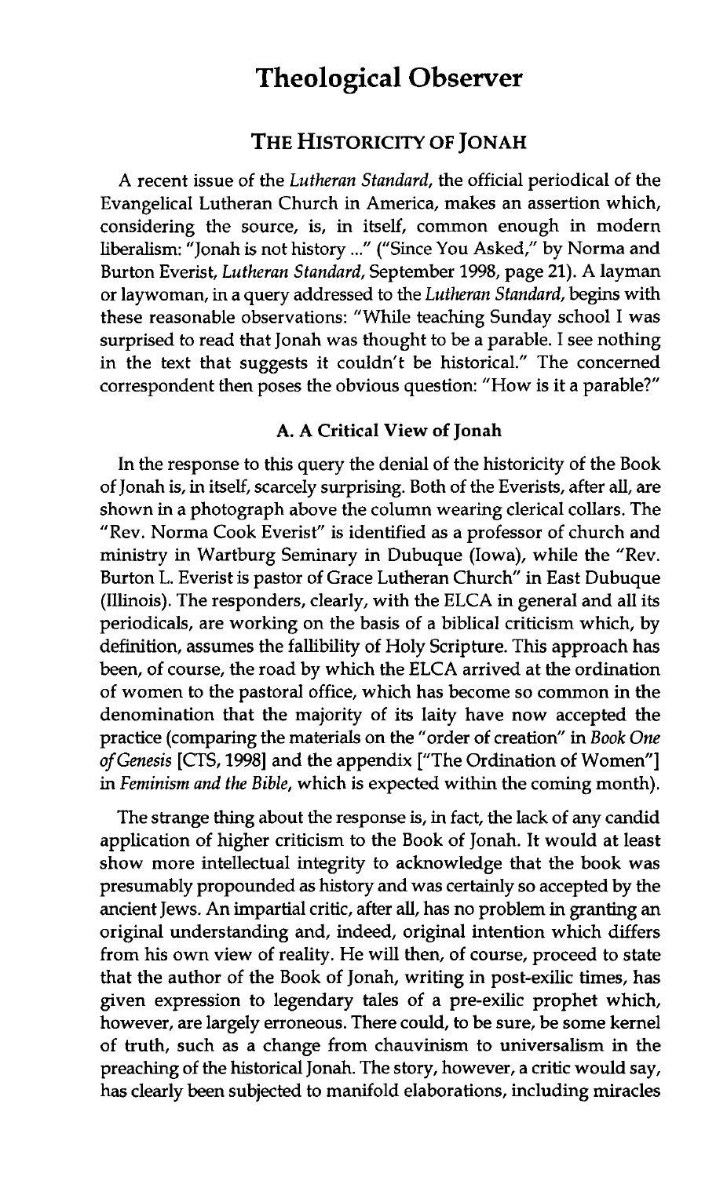# Theological Observer

## THE HISTORICITY OF JONAH

A recent issue of the *Lutheran Standard*, the official periodical of the Evangelical Lutheran Church in America, makes an assertion which, considering the source, is, in itself, common enough in modern liberalism: "Jonah is not history ..." ("Since You Asked," by Norma and Burton Everist, *Lutheran Standard*, September 1998, page 21). A layman or laywoman, in a query addressed to the *Lutheran Standard*, begins with these reasonable observations: "While teaching Sunday school I was surprised to read that Jonah was thought to be a parable. I see nothing in the text that suggests it couldn't be historical." The concerned correspondent then poses the obvious question: "How is it a parable?"

### A. A Critical View of Jonah

In the response to this query the denial of the historicity of the Book of Jonah is, in itself, scarcely surprising. Both of the Everists, after all, are shown in a photograph above the column wearing clerical collars. The "Rev. Norma Cook Everist" is identified as a professor of church and ministry in Wartburg Seminary in Dubuque (Iowa), while the "Rev. Burton L. Everist is pastor of Grace Lutheran Church" in East Dubuque (Illinois). The responders, clearly, with the ELCA in general and all its periodicals, are working on the basis of a biblical criticism which, by definition, assumes the fallibility of Holy Scripture. This approach has been, of course, the road by which the ELCA arrived at the ordination of women to the pastoral office, which has become so common in the denomination that the majority of its laity have now accepted the practice (comparing the materials on the "order of creation" in *Book One of Genesis* [CTS, 1998] and the appendix ["The Ordination of Women"] in *Feminism and the Bible*, which is expected within the coming month).

The strange thing about the response is, in fact, the lack of any candid application of higher criticism to the Book of Jonah. It would at least show more intellectual integrity to acknowledge that the book was presumably propounded as history and was certainly so accepted by the ancient Jews. An impartial critic, after all, has no problem in granting an original understanding and, indeed, original intention which differs from his own view of reality. He will then, of course, proceed to state that the author of the Book of Jonah, writing in post-exilic times, has given expression to legendary tales of a pre-exilic prophet which, however, are largely erroneous. There could, to be sure, be some kernel of truth, such as a change from chauvinism to universalism in the preaching of the historical Jonah. The story, however, a critic would say, has clearly been subjected to manifold elaborations, including miracles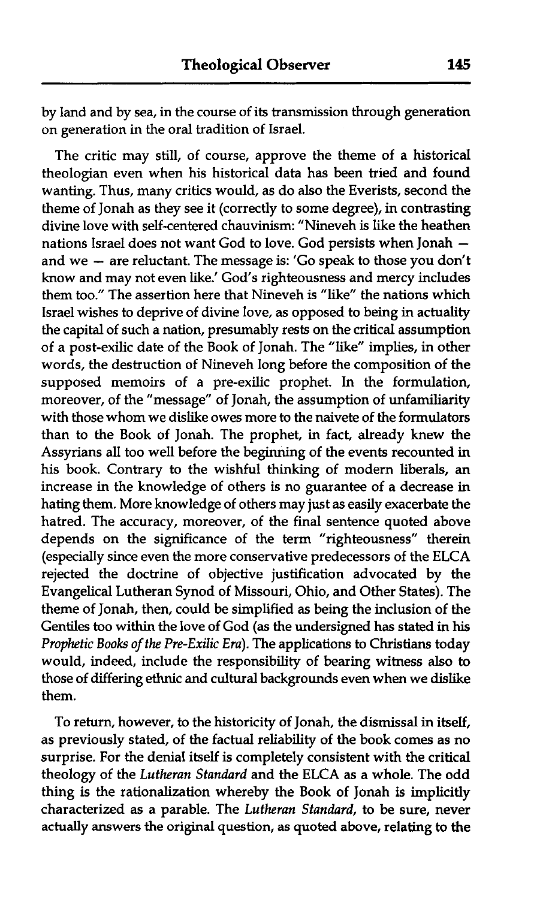by land and by sea, in the course of its transmission through generation on generation in the oral tradition of Israel.

The critic may still, of course, approve the theme of a historical theologian even when his historical data has been tried and found wanting. Thus, many critics would, as do also the Everists, second the theme of Jonah as they see it (correctly to some degree), in contrasting divine love with self-centered chauvinism: "Nineveh is like the heathen nations Israel does not want God to love. God persists when Jonah — and we — are reluctant. The message is: 'Go speak to those you don't know and may not even like.' God's righteousness and mercy includes them too." The assertion here that Nineveh is "like" the nations which Israel wishes to deprive of divine love, as opposed to being in actuality the capital of such a nation, presumably rests on the critical assumption of a post-exilic date of the Book of Jonah. The "like" implies, in other words, the destruction of Nineveh long before the composition of the supposed memoirs of a pre-exilic prophet. In the formulation, moreover, of the "message" of Jonah, the assumption of unfamiliarity with those whom we dislike owes more to the naivete of the formulators than to the Book of Jonah. The prophet, in fact, already knew the Assyrians all too well before the beginning of the events recounted in his book. Contrary to the wishful thinking of modern liberals, an increase in the knowledge of others is no guarantee of a decrease in hating them. More knowledge of others may just as easily exacerbate the hatred. The accuracy, moreover, of the final sentence quoted above depends on the significance of the term "righteousness" therein (especially since even the more conservative predecessors of the ELCA rejected the doctrine of objective justification advocated by the Evangelical Lutheran Synod of Missouri, Ohio, and Other States). The theme of Jonah, then, could be simplified as being the inclusion of the Gentiles too within the love of God (as the undersigned has stated in his *Prophetic Books of the Pre-Exilic Era*). The applications to Christians today would, indeed, include the responsibility of bearing witness also to those of differing ethnic and cultural backgrounds even when we dislike them.

To return, however, to the historicity of Jonah, the dismissal in itself, as previously stated, of the factual reliability of the book comes as no surprise. For the denial itself is completely consistent with the critical theology of the *Lutheran Standard* and the ELCA as a whole. The odd thing is the rationalization whereby the Book of Jonah is implicitly characterized as a parable. The *Lutheran Standard*, to be sure, never actually answers the original question, as quoted above, relating to the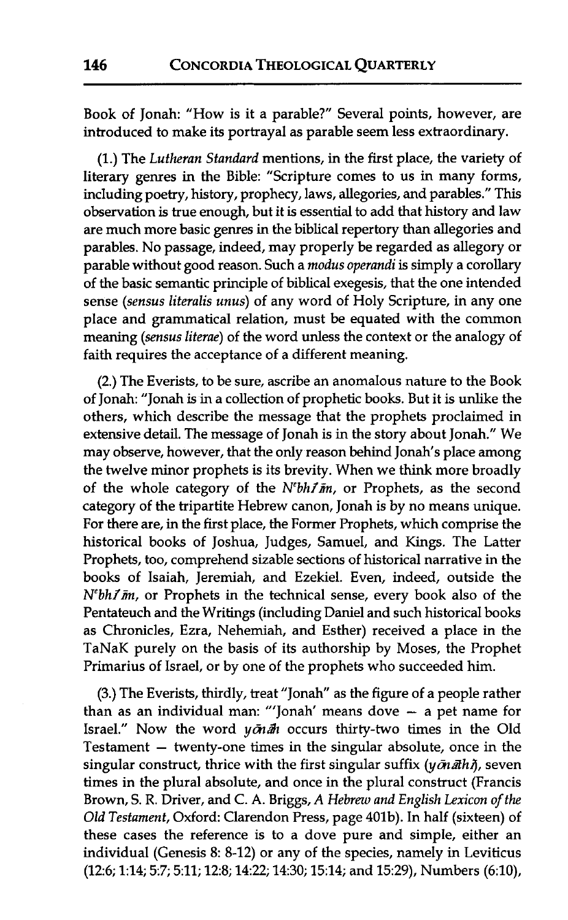Book of Jonah: "How is it a parable?" Several points, however, are introduced to make its portrayal as parable seem less extraordinary.

(1.) The *Lutheran Standard* mentions, in the first place, the variety of literary genres in the Bible: "Scripture comes to us in many forms, including poetry, history, prophecy, laws, allegories, and parables." This observation is true enough, but it is essential to add that history and law are much more basic genres in the biblical repertory than allegories and parables. No passage, indeed, may properly be regarded as allegory or parable without good reason. Such a *modus operandi* is simply a corollary of the basic semantic principle of biblical exegesis, that the one intended sense (*sensus literalis unus*) of any word of Holy Scripture, in any one place and grammatical relation, must be equated with the common meaning (*sensus literae*) of the word unless the context or the analogy of faith requires the acceptance of a different meaning.

(2.) The Everists, to be sure, ascribe an anomalous nature to the Book of Jonah: "Jonah is in a collection of prophetic books. But it is unlike the others, which describe the message that the prophets proclaimed in extensive detail. The message of Jonah is in the story about Jonah." We may observe, however, that the only reason behind Jonah's place among the twelve minor prophets is its brevity. When we think more broadly of the whole category of the *Nᵉbhîîm*, or Prophets, as the second category of the tripartite Hebrew canon, Jonah is by no means unique. For there are, in the first place, the Former Prophets, which comprise the historical books of Joshua, Judges, Samuel, and Kings. The Latter Prophets, too, comprehend sizable sections of historical narrative in the books of Isaiah, Jeremiah, and Ezekiel. Even, indeed, outside the *Nᵉbhîîm*, or Prophets in the technical sense, every book also of the Pentateuch and the Writings (including Daniel and such historical books as Chronicles, Ezra, Nehemiah, and Esther) received a place in the TaNaK purely on the basis of its authorship by Moses, the Prophet Primarius of Israel, or by one of the prophets who succeeded him.

(3.) The Everists, thirdly, treat "Jonah" as the figure of a people rather than as an individual man: "'Jonah' means dove — a pet name for Israel." Now the word *yônāh* occurs thirty-two times in the Old Testament — twenty-one times in the singular absolute, once in the singular construct, thrice with the first singular suffix (*yônāthî*), seven times in the plural absolute, and once in the plural construct (Francis Brown, S. R. Driver, and C. A. Briggs, *A Hebrew and English Lexicon of the Old Testament*, Oxford: Clarendon Press, page 401b). In half (sixteen) of these cases the reference is to a dove pure and simple, either an individual (Genesis 8: 8-12) or any of the species, namely in Leviticus (12:6; 1:14; 5:7; 5:11; 12:8; 14:22; 14:30; 15:14; and 15:29), Numbers (6:10),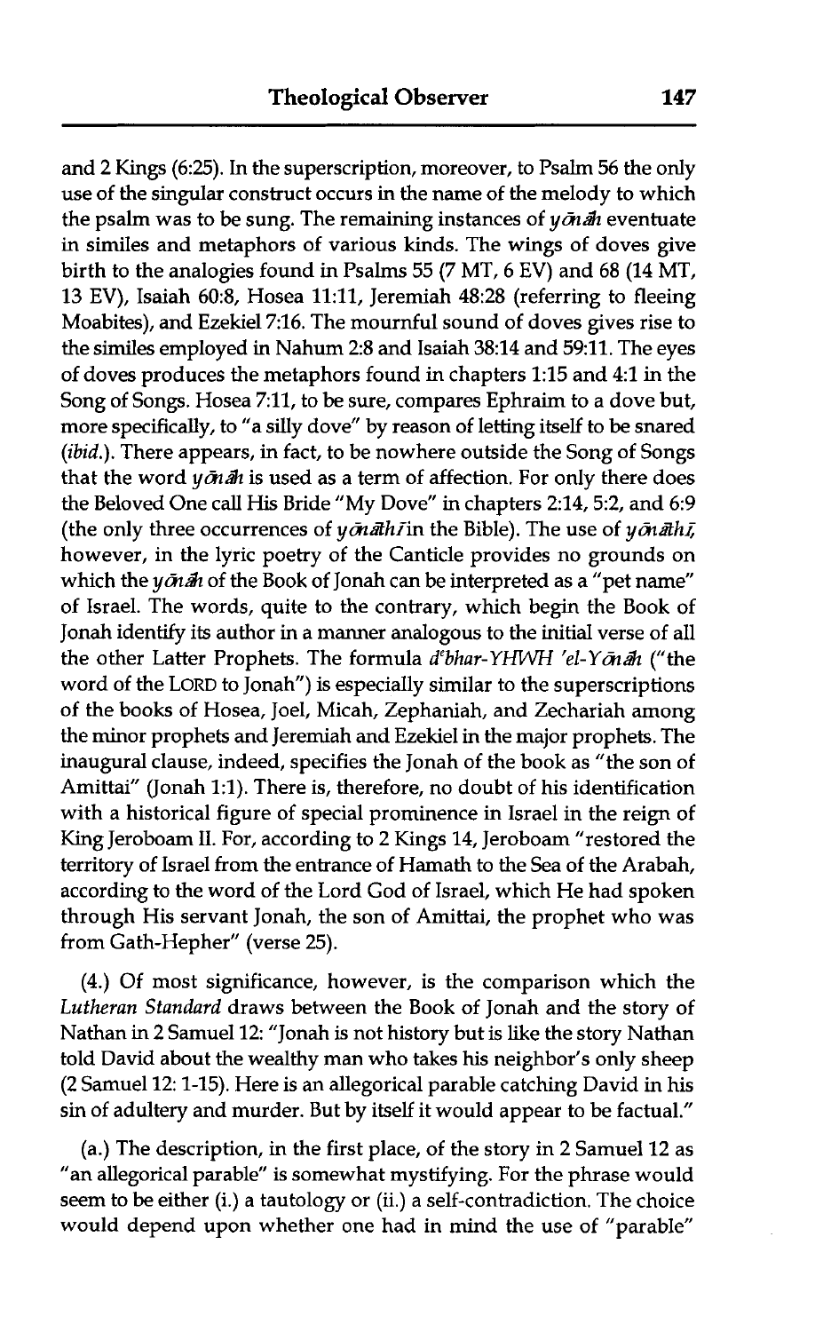and 2 Kings (6:25). In the superscription, moreover, to Psalm 56 the only use of the singular construct occurs in the name of the melody to which the psalm was to be sung. The remaining instances of *yōnāh* eventuate in similes and metaphors of various kinds. The wings of doves give birth to the analogies found in Psalms 55 (7 MT, 6 EV) and 68 (14 MT, 13 EV), Isaiah 60:8, Hosea 11:11, Jeremiah 48:28 (referring to fleeing Moabites), and Ezekiel 7:16. The mournful sound of doves gives rise to the similes employed in Nahum 2:8 and Isaiah 38:14 and 59:11. The eyes of doves produces the metaphors found in chapters 1:15 and 4:1 in the Song of Songs. Hosea 7:11, to be sure, compares Ephraim to a dove but, more specifically, to "a silly dove" by reason of letting itself to be snared (*ibid.*). There appears, in fact, to be nowhere outside the Song of Songs that the word *yōnāh* is used as a term of affection. For only there does the Beloved One call His Bride "My Dove" in chapters 2:14, 5:2, and 6:9 (the only three occurrences of *yōnāthī* in the Bible). The use of *yōnāthī*, however, in the lyric poetry of the Canticle provides no grounds on which the *yōnāh* of the Book of Jonah can be interpreted as a "pet name" of Israel. The words, quite to the contrary, which begin the Book of Jonah identify its author in a manner analogous to the initial verse of all the other Latter Prophets. The formula *d*[e]*bhar-YHWH 'el-Yōnāh* ("the word of the LORD to Jonah") is especially similar to the superscriptions of the books of Hosea, Joel, Micah, Zephaniah, and Zechariah among the minor prophets and Jeremiah and Ezekiel in the major prophets. The inaugural clause, indeed, specifies the Jonah of the book as "the son of Amittai" (Jonah 1:1). There is, therefore, no doubt of his identification with a historical figure of special prominence in Israel in the reign of King Jeroboam II. For, according to 2 Kings 14, Jeroboam "restored the territory of Israel from the entrance of Hamath to the Sea of the Arabah, according to the word of the Lord God of Israel, which He had spoken through His servant Jonah, the son of Amittai, the prophet who was from Gath-Hepher" (verse 25).

(4.) Of most significance, however, is the comparison which the *Lutheran Standard* draws between the Book of Jonah and the story of Nathan in 2 Samuel 12: "Jonah is not history but is like the story Nathan told David about the wealthy man who takes his neighbor's only sheep (2 Samuel 12: 1-15). Here is an allegorical parable catching David in his sin of adultery and murder. But by itself it would appear to be factual."

(a.) The description, in the first place, of the story in 2 Samuel 12 as "an allegorical parable" is somewhat mystifying. For the phrase would seem to be either (i.) a tautology or (ii.) a self-contradiction. The choice would depend upon whether one had in mind the use of "parable"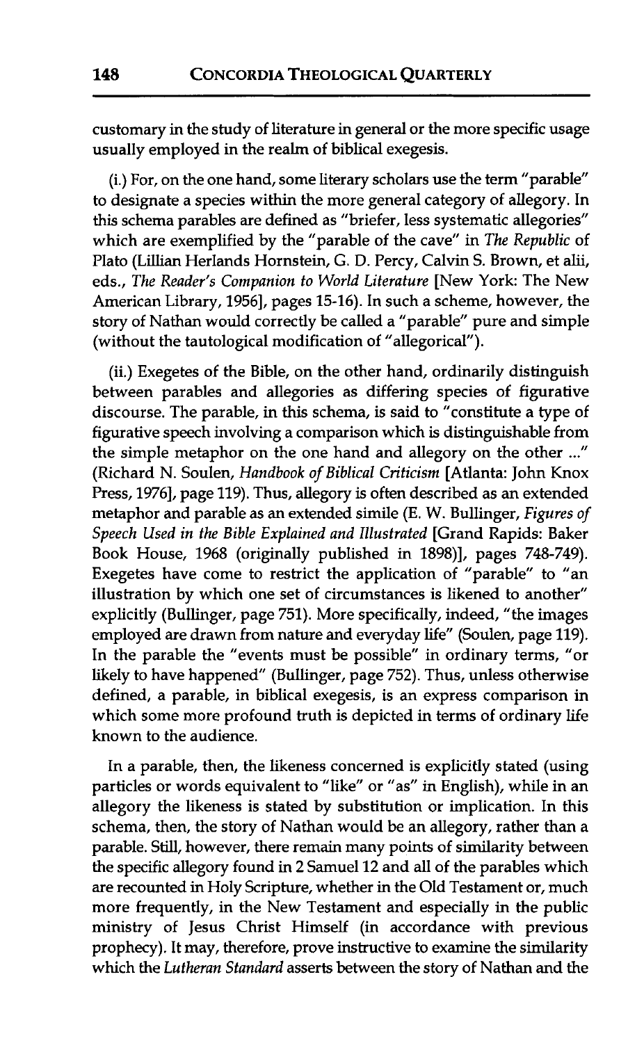customary in the study of literature in general or the more specific usage usually employed in the realm of biblical exegesis.

(i.) For, on the one hand, some literary scholars use the term "parable" to designate a species within the more general category of allegory. In this schema parables are defined as "briefer, less systematic allegories" which are exemplified by the "parable of the cave" in *The Republic* of Plato (Lillian Herlands Hornstein, G. D. Percy, Calvin S. Brown, et alii, eds., *The Reader's Companion to World Literature* [New York: The New American Library, 1956], pages 15-16). In such a scheme, however, the story of Nathan would correctly be called a "parable" pure and simple (without the tautological modification of "allegorical").

(ii.) Exegetes of the Bible, on the other hand, ordinarily distinguish between parables and allegories as differing species of figurative discourse. The parable, in this schema, is said to "constitute a type of figurative speech involving a comparison which is distinguishable from the simple metaphor on the one hand and allegory on the other ..." (Richard N. Soulen, *Handbook of Biblical Criticism* [Atlanta: John Knox Press, 1976], page 119). Thus, allegory is often described as an extended metaphor and parable as an extended simile (E. W. Bullinger, *Figures of Speech Used in the Bible Explained and Illustrated* [Grand Rapids: Baker Book House, 1968 (originally published in 1898)], pages 748-749). Exegetes have come to restrict the application of "parable" to "an illustration by which one set of circumstances is likened to another" explicitly (Bullinger, page 751). More specifically, indeed, "the images employed are drawn from nature and everyday life" (Soulen, page 119). In the parable the "events must be possible" in ordinary terms, "or likely to have happened" (Bullinger, page 752). Thus, unless otherwise defined, a parable, in biblical exegesis, is an express comparison in which some more profound truth is depicted in terms of ordinary life known to the audience.

In a parable, then, the likeness concerned is explicitly stated (using particles or words equivalent to "like" or "as" in English), while in an allegory the likeness is stated by substitution or implication. In this schema, then, the story of Nathan would be an allegory, rather than a parable. Still, however, there remain many points of similarity between the specific allegory found in 2 Samuel 12 and all of the parables which are recounted in Holy Scripture, whether in the Old Testament or, much more frequently, in the New Testament and especially in the public ministry of Jesus Christ Himself (in accordance with previous prophecy). It may, therefore, prove instructive to examine the similarity which the *Lutheran Standard* asserts between the story of Nathan and the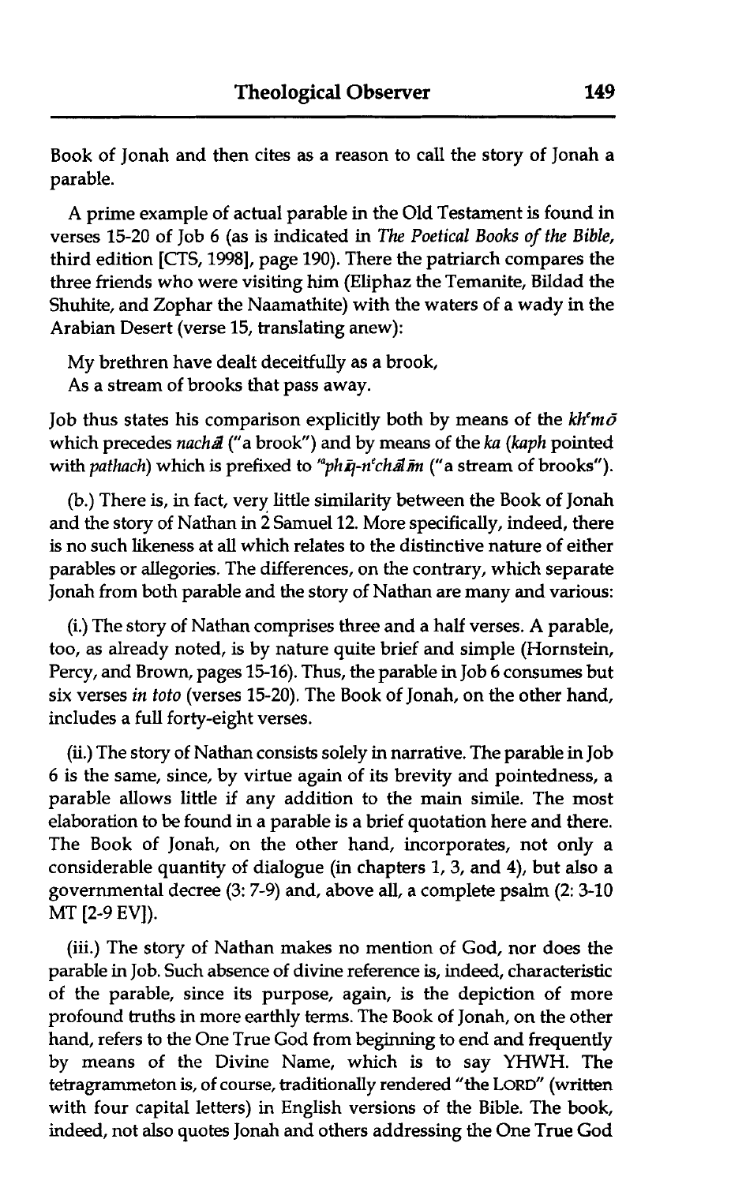Book of Jonah and then cites as a reason to call the story of Jonah a parable.

A prime example of actual parable in the Old Testament is found in verses 15-20 of Job 6 (as is indicated in *The Poetical Books of the Bible*, third edition [CTS, 1998], page 190). There the patriarch compares the three friends who were visiting him (Eliphaz the Temanite, Bildad the Shuhite, and Zophar the Naamathite) with the waters of a wady in the Arabian Desert (verse 15, translating anew):

> My brethren have dealt deceitfully as a brook,
> As a stream of brooks that pass away.

Job thus states his comparison explicitly both by means of the *kh'mō* which precedes *nachal* ("a brook") and by means of the *ka* (*kaph* pointed with *pathach*) which is prefixed to *"phīq-n'chālīm* ("a stream of brooks").

(b.) There is, in fact, very little similarity between the Book of Jonah and the story of Nathan in 2 Samuel 12. More specifically, indeed, there is no such likeness at all which relates to the distinctive nature of either parables or allegories. The differences, on the contrary, which separate Jonah from both parable and the story of Nathan are many and various:

(i.) The story of Nathan comprises three and a half verses. A parable, too, as already noted, is by nature quite brief and simple (Hornstein, Percy, and Brown, pages 15-16). Thus, the parable in Job 6 consumes but six verses *in toto* (verses 15-20). The Book of Jonah, on the other hand, includes a full forty-eight verses.

(ii.) The story of Nathan consists solely in narrative. The parable in Job 6 is the same, since, by virtue again of its brevity and pointedness, a parable allows little if any addition to the main simile. The most elaboration to be found in a parable is a brief quotation here and there. The Book of Jonah, on the other hand, incorporates, not only a considerable quantity of dialogue (in chapters 1, 3, and 4), but also a governmental decree (3: 7-9) and, above all, a complete psalm (2: 3-10 MT [2-9 EV]).

(iii.) The story of Nathan makes no mention of God, nor does the parable in Job. Such absence of divine reference is, indeed, characteristic of the parable, since its purpose, again, is the depiction of more profound truths in more earthly terms. The Book of Jonah, on the other hand, refers to the One True God from beginning to end and frequently by means of the Divine Name, which is to say YHWH. The tetragrammeton is, of course, traditionally rendered "the LORD" (written with four capital letters) in English versions of the Bible. The book, indeed, not also quotes Jonah and others addressing the One True God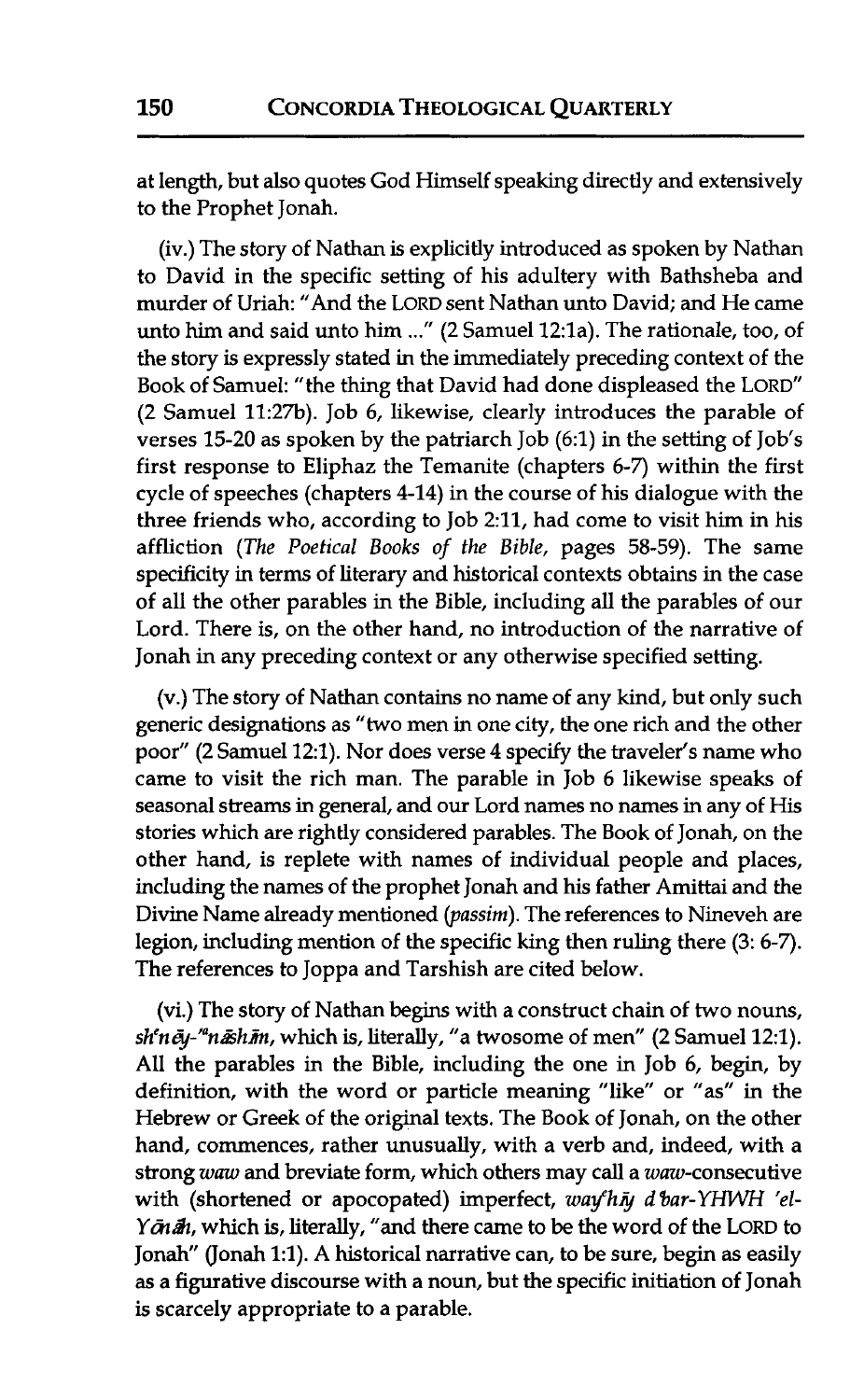at length, but also quotes God Himself speaking directly and extensively to the Prophet Jonah.

(iv.) The story of Nathan is explicitly introduced as spoken by Nathan to David in the specific setting of his adultery with Bathsheba and murder of Uriah: "And the LORD sent Nathan unto David; and He came unto him and said unto him ..." (2 Samuel 12:1a). The rationale, too, of the story is expressly stated in the immediately preceding context of the Book of Samuel: "the thing that David had done displeased the LORD" (2 Samuel 11:27b). Job 6, likewise, clearly introduces the parable of verses 15-20 as spoken by the patriarch Job (6:1) in the setting of Job's first response to Eliphaz the Temanite (chapters 6-7) within the first cycle of speeches (chapters 4-14) in the course of his dialogue with the three friends who, according to Job 2:11, had come to visit him in his affliction (*The Poetical Books of the Bible,* pages 58-59). The same specificity in terms of literary and historical contexts obtains in the case of all the other parables in the Bible, including all the parables of our Lord. There is, on the other hand, no introduction of the narrative of Jonah in any preceding context or any otherwise specified setting.

(v.) The story of Nathan contains no name of any kind, but only such generic designations as "two men in one city, the one rich and the other poor" (2 Samuel 12:1). Nor does verse 4 specify the traveler's name who came to visit the rich man. The parable in Job 6 likewise speaks of seasonal streams in general, and our Lord names no names in any of His stories which are rightly considered parables. The Book of Jonah, on the other hand, is replete with names of individual people and places, including the names of the prophet Jonah and his father Amittai and the Divine Name already mentioned (*passim*). The references to Nineveh are legion, including mention of the specific king then ruling there (3: 6-7). The references to Joppa and Tarshish are cited below.

(vi.) The story of Nathan begins with a construct chain of two nouns, *sh'nēy-'ᵃnāshīm*, which is, literally, "a twosome of men" (2 Samuel 12:1). All the parables in the Bible, including the one in Job 6, begin, by definition, with the word or particle meaning "like" or "as" in the Hebrew or Greek of the original texts. The Book of Jonah, on the other hand, commences, rather unusually, with a verb and, indeed, with a strong *waw* and breviate form, which others may call a *waw*-consecutive with (shortened or apocopated) imperfect, *way'hīy d'bar-YHWH 'el-Yōnāh*, which is, literally, "and there came to be the word of the LORD to Jonah" (Jonah 1:1). A historical narrative can, to be sure, begin as easily as a figurative discourse with a noun, but the specific initiation of Jonah is scarcely appropriate to a parable.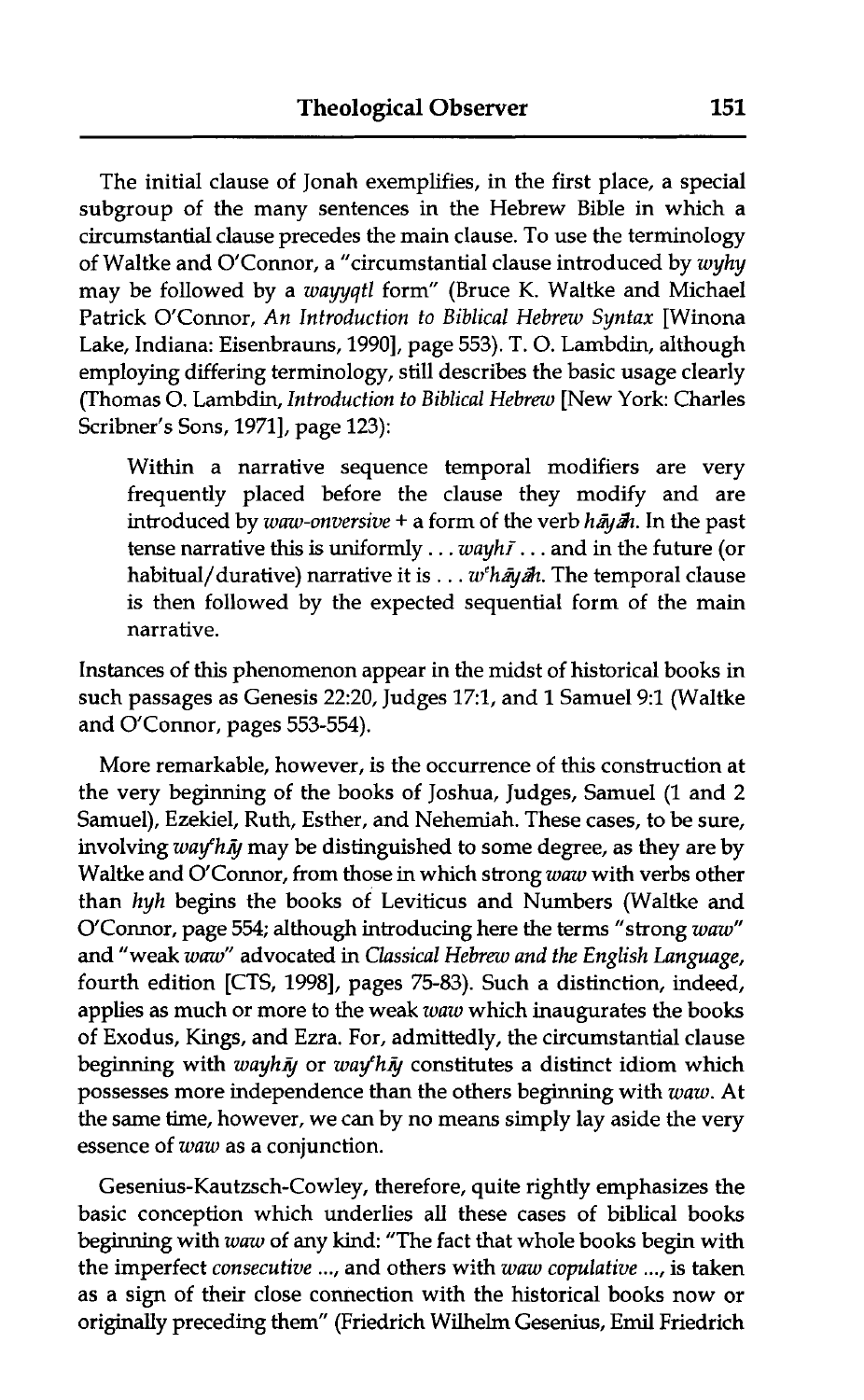The initial clause of Jonah exemplifies, in the first place, a special subgroup of the many sentences in the Hebrew Bible in which a circumstantial clause precedes the main clause. To use the terminology of Waltke and O'Connor, a "circumstantial clause introduced by *wyhy* may be followed by a *wayyqtl* form" (Bruce K. Waltke and Michael Patrick O'Connor, *An Introduction to Biblical Hebrew Syntax* [Winona Lake, Indiana: Eisenbrauns, 1990], page 553). T. O. Lambdin, although employing differing terminology, still describes the basic usage clearly (Thomas O. Lambdin, *Introduction to Biblical Hebrew* [New York: Charles Scribner's Sons, 1971], page 123):

> Within a narrative sequence temporal modifiers are very frequently placed before the clause they modify and are introduced by *waw-onversive* + a form of the verb *hāyāh*. In the past tense narrative this is uniformly . . . *wayhī* . . . and in the future (or habitual/durative) narrative it is . . . *wᵉhāyāh*. The temporal clause is then followed by the expected sequential form of the main narrative.

Instances of this phenomenon appear in the midst of historical books in such passages as Genesis 22:20, Judges 17:1, and 1 Samuel 9:1 (Waltke and O'Connor, pages 553-554).

More remarkable, however, is the occurrence of this construction at the very beginning of the books of Joshua, Judges, Samuel (1 and 2 Samuel), Ezekiel, Ruth, Esther, and Nehemiah. These cases, to be sure, involving *wayᵉhī̄* may be distinguished to some degree, as they are by Waltke and O'Connor, from those in which strong *waw* with verbs other than *hyh* begins the books of Leviticus and Numbers (Waltke and O'Connor, page 554; although introducing here the terms "strong *waw*" and "weak *waw*" advocated in *Classical Hebrew and the English Language*, fourth edition [CTS, 1998], pages 75-83). Such a distinction, indeed, applies as much or more to the weak *waw* which inaugurates the books of Exodus, Kings, and Ezra. For, admittedly, the circumstantial clause beginning with *wayhī̄* or *wayᵉhī̄* constitutes a distinct idiom which possesses more independence than the others beginning with *waw*. At the same time, however, we can by no means simply lay aside the very essence of *waw* as a conjunction.

Gesenius-Kautzsch-Cowley, therefore, quite rightly emphasizes the basic conception which underlies all these cases of biblical books beginning with *waw* of any kind: "The fact that whole books begin with the imperfect *consecutive* ..., and others with *waw copulative* ..., is taken as a sign of their close connection with the historical books now or originally preceding them" (Friedrich Wilhelm Gesenius, Emil Friedrich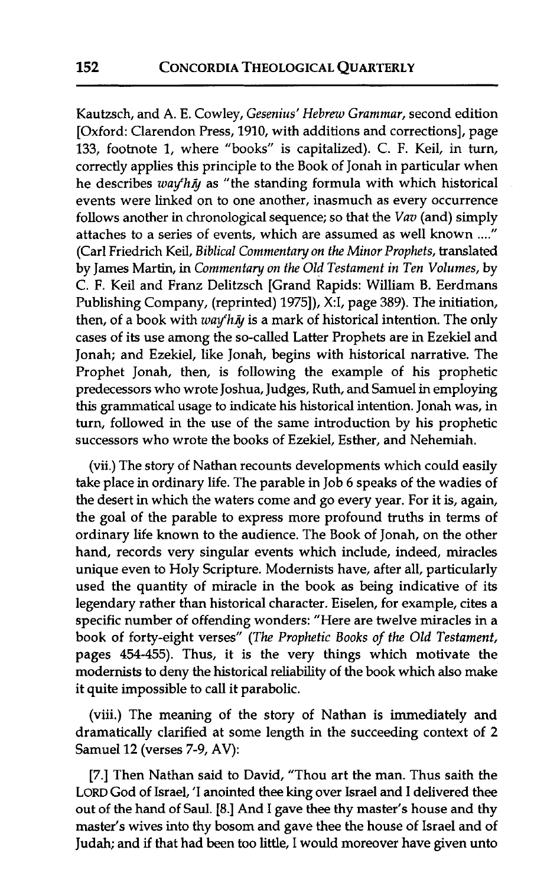Kautzsch, and A. E. Cowley, *Gesenius' Hebrew Grammar*, second edition [Oxford: Clarendon Press, 1910, with additions and corrections], page 133, footnote 1, where "books" is capitalized). C. F. Keil, in turn, correctly applies this principle to the Book of Jonah in particular when he describes *way^ehî* as "the standing formula with which historical events were linked on to one another, inasmuch as every occurrence follows another in chronological sequence; so that the *Vav* (and) simply attaches to a series of events, which are assumed as well known ...." (Carl Friedrich Keil, *Biblical Commentary on the Minor Prophets*, translated by James Martin, in *Commentary on the Old Testament in Ten Volumes*, by C. F. Keil and Franz Delitzsch [Grand Rapids: William B. Eerdmans Publishing Company, (reprinted) 1975]), X:I, page 389). The initiation, then, of a book with *way^ehî* is a mark of historical intention. The only cases of its use among the so-called Latter Prophets are in Ezekiel and Jonah; and Ezekiel, like Jonah, begins with historical narrative. The Prophet Jonah, then, is following the example of his prophetic predecessors who wrote Joshua, Judges, Ruth, and Samuel in employing this grammatical usage to indicate his historical intention. Jonah was, in turn, followed in the use of the same introduction by his prophetic successors who wrote the books of Ezekiel, Esther, and Nehemiah.

(vii.) The story of Nathan recounts developments which could easily take place in ordinary life. The parable in Job 6 speaks of the wadies of the desert in which the waters come and go every year. For it is, again, the goal of the parable to express more profound truths in terms of ordinary life known to the audience. The Book of Jonah, on the other hand, records very singular events which include, indeed, miracles unique even to Holy Scripture. Modernists have, after all, particularly used the quantity of miracle in the book as being indicative of its legendary rather than historical character. Eiselen, for example, cites a specific number of offending wonders: "Here are twelve miracles in a book of forty-eight verses" (*The Prophetic Books of the Old Testament*, pages 454-455). Thus, it is the very things which motivate the modernists to deny the historical reliability of the book which also make it quite impossible to call it parabolic.

(viii.) The meaning of the story of Nathan is immediately and dramatically clarified at some length in the succeeding context of 2 Samuel 12 (verses 7-9, AV):

[7.] Then Nathan said to David, "Thou art the man. Thus saith the LORD God of Israel, 'I anointed thee king over Israel and I delivered thee out of the hand of Saul. [8.] And I gave thee thy master's house and thy master's wives into thy bosom and gave thee the house of Israel and of Judah; and if that had been too little, I would moreover have given unto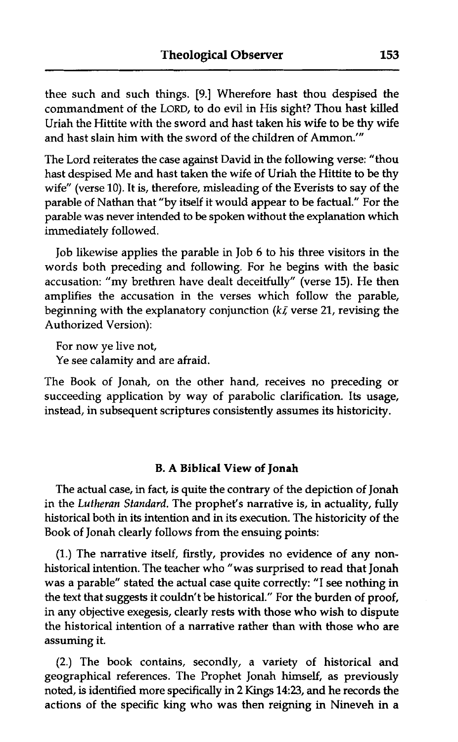thee such and such things. [9.] Wherefore hast thou despised the commandment of the LORD, to do evil in His sight? Thou hast killed Uriah the Hittite with the sword and hast taken his wife to be thy wife and hast slain him with the sword of the children of Ammon.'"

The Lord reiterates the case against David in the following verse: "thou hast despised Me and hast taken the wife of Uriah the Hittite to be thy wife" (verse 10). It is, therefore, misleading of the Everists to say of the parable of Nathan that "by itself it would appear to be factual." For the parable was never intended to be spoken without the explanation which immediately followed.

Job likewise applies the parable in Job 6 to his three visitors in the words both preceding and following. For he begins with the basic accusation: "my brethren have dealt deceitfully" (verse 15). He then amplifies the accusation in the verses which follow the parable, beginning with the explanatory conjunction (*kī*, verse 21, revising the Authorized Version):

> For now ye live not,
> Ye see calamity and are afraid.

The Book of Jonah, on the other hand, receives no preceding or succeeding application by way of parabolic clarification. Its usage, instead, in subsequent scriptures consistently assumes its historicity.

### B. A Biblical View of Jonah

The actual case, in fact, is quite the contrary of the depiction of Jonah in the *Lutheran Standard*. The prophet's narrative is, in actuality, fully historical both in its intention and in its execution. The historicity of the Book of Jonah clearly follows from the ensuing points:

(1.) The narrative itself, firstly, provides no evidence of any non-historical intention. The teacher who "was surprised to read that Jonah was a parable" stated the actual case quite correctly: "I see nothing in the text that suggests it couldn't be historical." For the burden of proof, in any objective exegesis, clearly rests with those who wish to dispute the historical intention of a narrative rather than with those who are assuming it.

(2.) The book contains, secondly, a variety of historical and geographical references. The Prophet Jonah himself, as previously noted, is identified more specifically in 2 Kings 14:23, and he records the actions of the specific king who was then reigning in Nineveh in a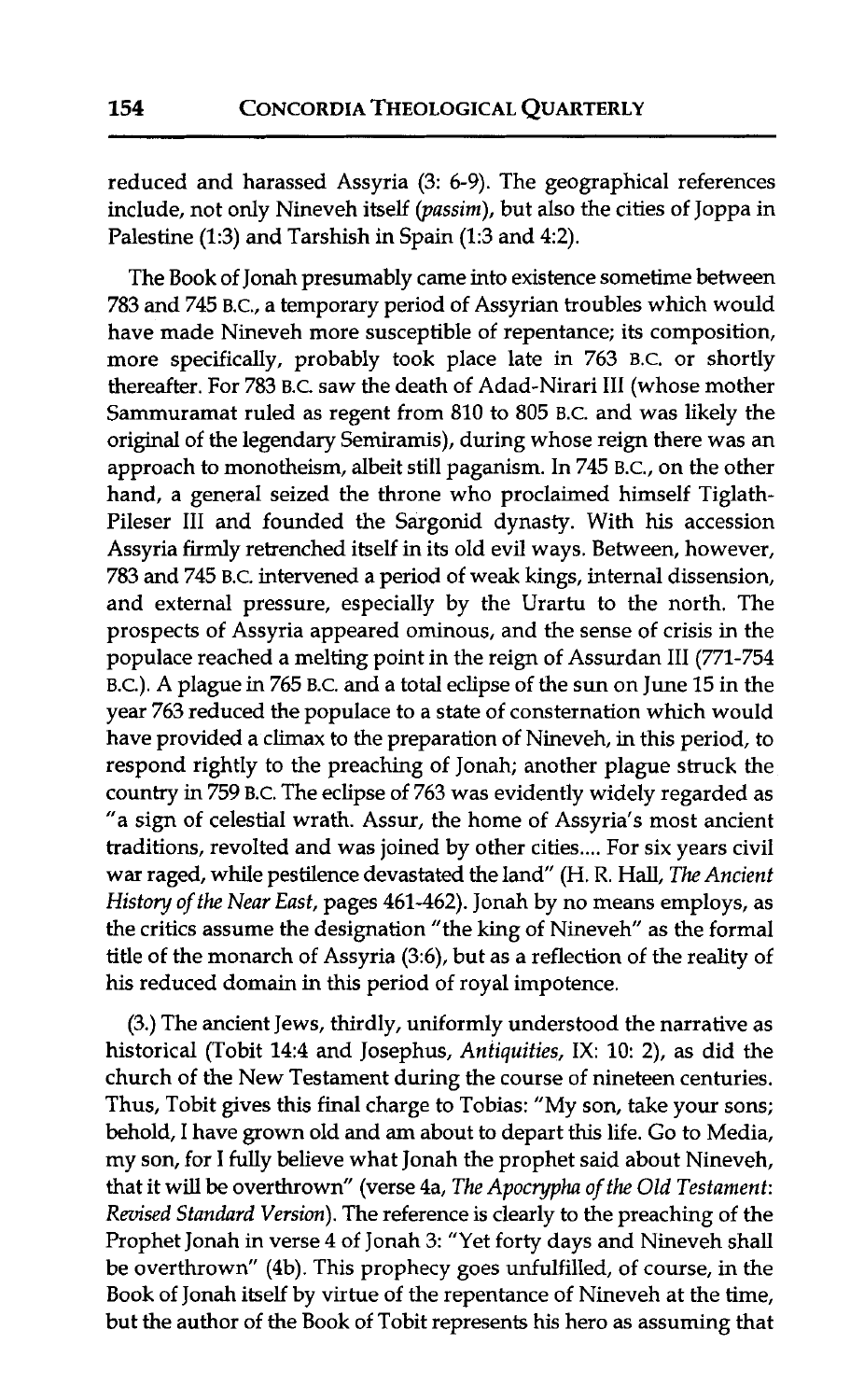reduced and harassed Assyria (3: 6-9). The geographical references include, not only Nineveh itself (*passim*), but also the cities of Joppa in Palestine (1:3) and Tarshish in Spain (1:3 and 4:2).

The Book of Jonah presumably came into existence sometime between 783 and 745 B.C., a temporary period of Assyrian troubles which would have made Nineveh more susceptible of repentance; its composition, more specifically, probably took place late in 763 B.C. or shortly thereafter. For 783 B.C. saw the death of Adad-Nirari III (whose mother Sammuramat ruled as regent from 810 to 805 B.C. and was likely the original of the legendary Semiramis), during whose reign there was an approach to monotheism, albeit still paganism. In 745 B.C., on the other hand, a general seized the throne who proclaimed himself Tiglath-Pileser III and founded the Sargonid dynasty. With his accession Assyria firmly retrenched itself in its old evil ways. Between, however, 783 and 745 B.C. intervened a period of weak kings, internal dissension, and external pressure, especially by the Urartu to the north. The prospects of Assyria appeared ominous, and the sense of crisis in the populace reached a melting point in the reign of Assurdan III (771-754 B.C.). A plague in 765 B.C. and a total eclipse of the sun on June 15 in the year 763 reduced the populace to a state of consternation which would have provided a climax to the preparation of Nineveh, in this period, to respond rightly to the preaching of Jonah; another plague struck the country in 759 B.C. The eclipse of 763 was evidently widely regarded as "a sign of celestial wrath. Assur, the home of Assyria's most ancient traditions, revolted and was joined by other cities.... For six years civil war raged, while pestilence devastated the land" (H. R. Hall, *The Ancient History of the Near East*, pages 461-462). Jonah by no means employs, as the critics assume the designation "the king of Nineveh" as the formal title of the monarch of Assyria (3:6), but as a reflection of the reality of his reduced domain in this period of royal impotence.

(3.) The ancient Jews, thirdly, uniformly understood the narrative as historical (Tobit 14:4 and Josephus, *Antiquities*, IX: 10: 2), as did the church of the New Testament during the course of nineteen centuries. Thus, Tobit gives this final charge to Tobias: "My son, take your sons; behold, I have grown old and am about to depart this life. Go to Media, my son, for I fully believe what Jonah the prophet said about Nineveh, that it will be overthrown" (verse 4a, *The Apocrypha of the Old Testament: Revised Standard Version*). The reference is clearly to the preaching of the Prophet Jonah in verse 4 of Jonah 3: "Yet forty days and Nineveh shall be overthrown" (4b). This prophecy goes unfulfilled, of course, in the Book of Jonah itself by virtue of the repentance of Nineveh at the time, but the author of the Book of Tobit represents his hero as assuming that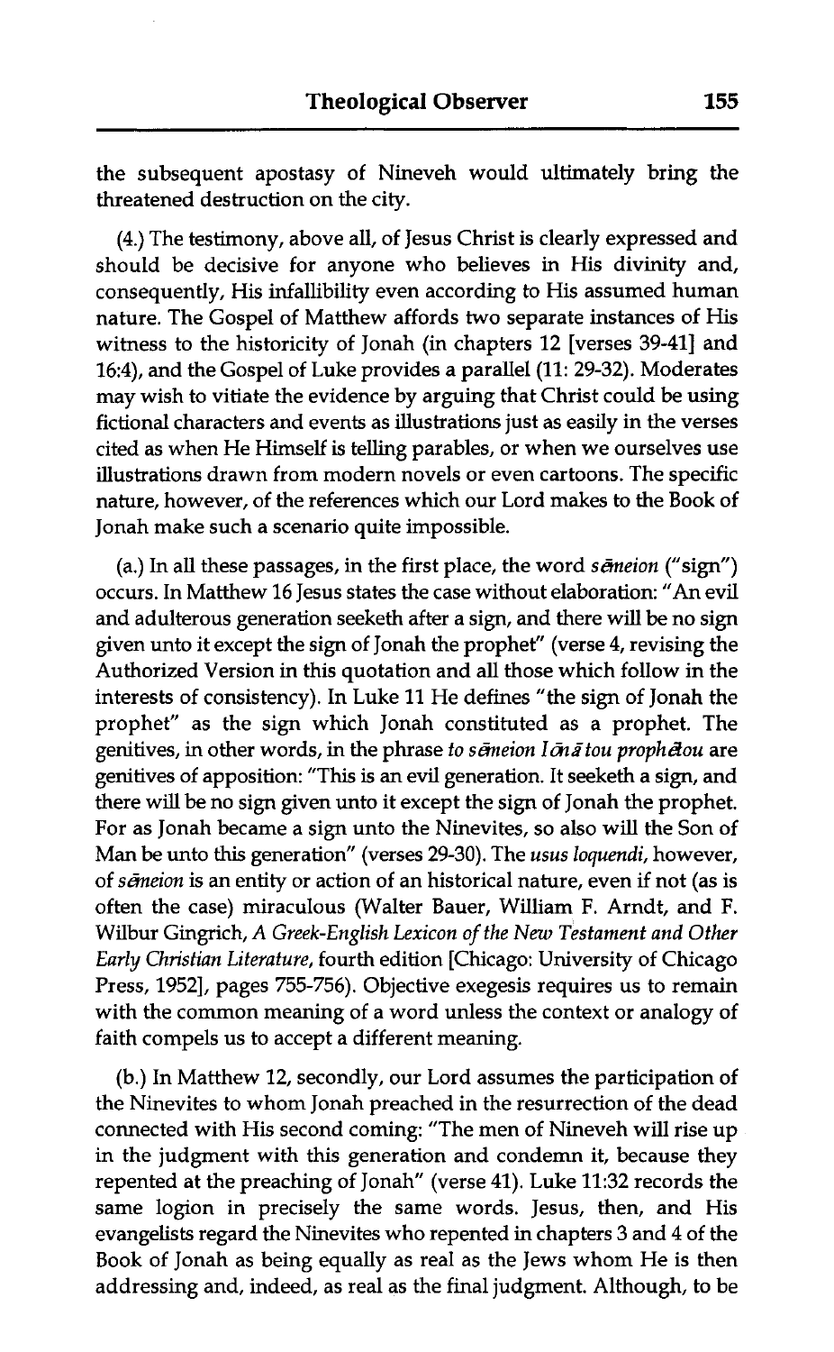the subsequent apostasy of Nineveh would ultimately bring the threatened destruction on the city.

(4.) The testimony, above all, of Jesus Christ is clearly expressed and should be decisive for anyone who believes in His divinity and, consequently, His infallibility even according to His assumed human nature. The Gospel of Matthew affords two separate instances of His witness to the historicity of Jonah (in chapters 12 [verses 39-41] and 16:4), and the Gospel of Luke provides a parallel (11: 29-32). Moderates may wish to vitiate the evidence by arguing that Christ could be using fictional characters and events as illustrations just as easily in the verses cited as when He Himself is telling parables, or when we ourselves use illustrations drawn from modern novels or even cartoons. The specific nature, however, of the references which our Lord makes to the Book of Jonah make such a scenario quite impossible.

(a.) In all these passages, in the first place, the word *sēmeion* ("sign") occurs. In Matthew 16 Jesus states the case without elaboration: "An evil and adulterous generation seeketh after a sign, and there will be no sign given unto it except the sign of Jonah the prophet" (verse 4, revising the Authorized Version in this quotation and all those which follow in the interests of consistency). In Luke 11 He defines "the sign of Jonah the prophet" as the sign which Jonah constituted as a prophet. The genitives, in other words, in the phrase *to sēmeion Iōnā tou prophētou* are genitives of apposition: "This is an evil generation. It seeketh a sign, and there will be no sign given unto it except the sign of Jonah the prophet. For as Jonah became a sign unto the Ninevites, so also will the Son of Man be unto this generation" (verses 29-30). The *usus loquendi*, however, of *sēmeion* is an entity or action of an historical nature, even if not (as is often the case) miraculous (Walter Bauer, William F. Arndt, and F. Wilbur Gingrich, *A Greek-English Lexicon of the New Testament and Other Early Christian Literature*, fourth edition [Chicago: University of Chicago Press, 1952], pages 755-756). Objective exegesis requires us to remain with the common meaning of a word unless the context or analogy of faith compels us to accept a different meaning.

(b.) In Matthew 12, secondly, our Lord assumes the participation of the Ninevites to whom Jonah preached in the resurrection of the dead connected with His second coming: "The men of Nineveh will rise up in the judgment with this generation and condemn it, because they repented at the preaching of Jonah" (verse 41). Luke 11:32 records the same logion in precisely the same words. Jesus, then, and His evangelists regard the Ninevites who repented in chapters 3 and 4 of the Book of Jonah as being equally as real as the Jews whom He is then addressing and, indeed, as real as the final judgment. Although, to be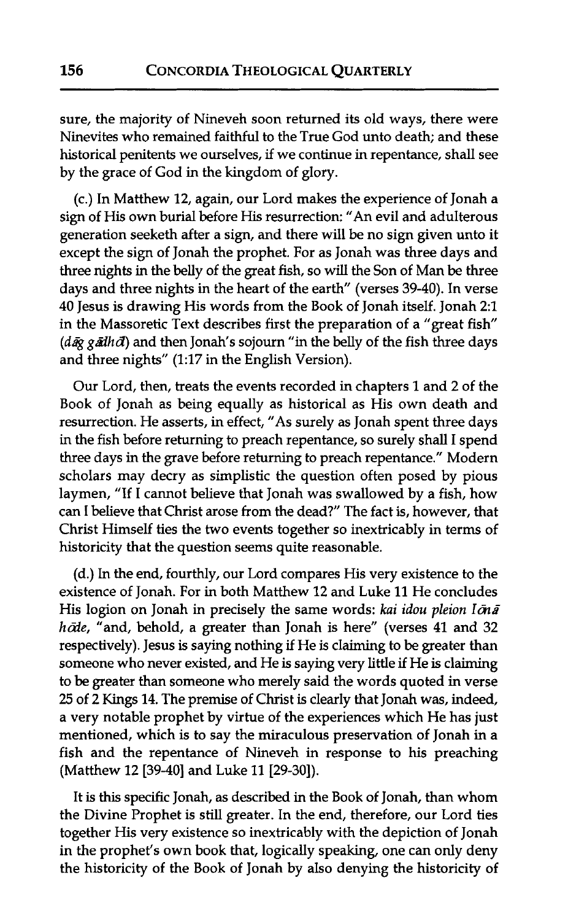sure, the majority of Nineveh soon returned its old ways, there were Ninevites who remained faithful to the True God unto death; and these historical penitents we ourselves, if we continue in repentance, shall see by the grace of God in the kingdom of glory.

(c.) In Matthew 12, again, our Lord makes the experience of Jonah a sign of His own burial before His resurrection: "An evil and adulterous generation seeketh after a sign, and there will be no sign given unto it except the sign of Jonah the prophet. For as Jonah was three days and three nights in the belly of the great fish, so will the Son of Man be three days and three nights in the heart of the earth" (verses 39-40). In verse 40 Jesus is drawing His words from the Book of Jonah itself. Jonah 2:1 in the Massoretic Text describes first the preparation of a "great fish" (*dāg gādhōl*) and then Jonah's sojourn "in the belly of the fish three days and three nights" (1:17 in the English Version).

Our Lord, then, treats the events recorded in chapters 1 and 2 of the Book of Jonah as being equally as historical as His own death and resurrection. He asserts, in effect, "As surely as Jonah spent three days in the fish before returning to preach repentance, so surely shall I spend three days in the grave before returning to preach repentance." Modern scholars may decry as simplistic the question often posed by pious laymen, "If I cannot believe that Jonah was swallowed by a fish, how can I believe that Christ arose from the dead?" The fact is, however, that Christ Himself ties the two events together so inextricably in terms of historicity that the question seems quite reasonable.

(d.) In the end, fourthly, our Lord compares His very existence to the existence of Jonah. For in both Matthew 12 and Luke 11 He concludes His logion on Jonah in precisely the same words: *kai idou pleion Iōnā hōde*, "and, behold, a greater than Jonah is here" (verses 41 and 32 respectively). Jesus is saying nothing if He is claiming to be greater than someone who never existed, and He is saying very little if He is claiming to be greater than someone who merely said the words quoted in verse 25 of 2 Kings 14. The premise of Christ is clearly that Jonah was, indeed, a very notable prophet by virtue of the experiences which He has just mentioned, which is to say the miraculous preservation of Jonah in a fish and the repentance of Nineveh in response to his preaching (Matthew 12 [39-40] and Luke 11 [29-30]).

It is this specific Jonah, as described in the Book of Jonah, than whom the Divine Prophet is still greater. In the end, therefore, our Lord ties together His very existence so inextricably with the depiction of Jonah in the prophet's own book that, logically speaking, one can only deny the historicity of the Book of Jonah by also denying the historicity of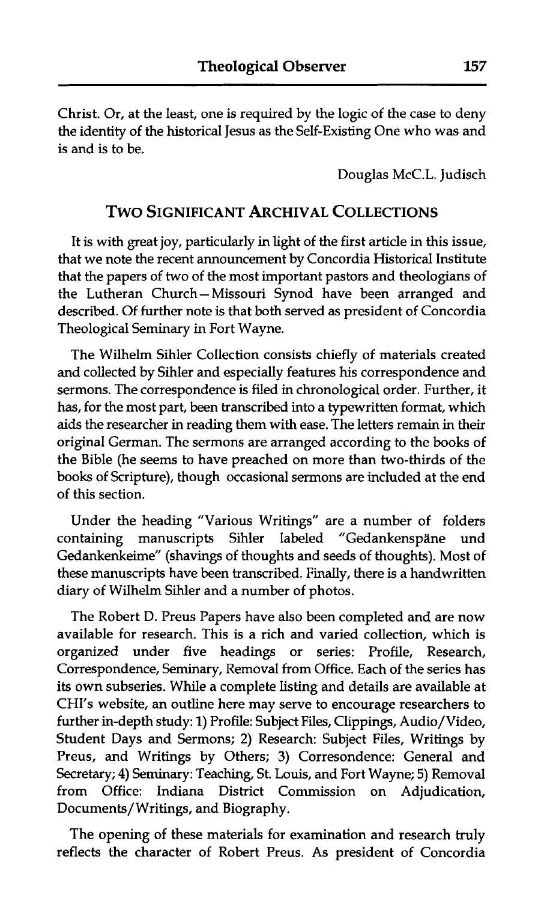Christ. Or, at the least, one is required by the logic of the case to deny the identity of the historical Jesus as the Self-Existing One who was and is and is to be.

Douglas McC.L. Judisch

## Two Significant Archival Collections

It is with great joy, particularly in light of the first article in this issue, that we note the recent announcement by Concordia Historical Institute that the papers of two of the most important pastors and theologians of the Lutheran Church—Missouri Synod have been arranged and described. Of further note is that both served as president of Concordia Theological Seminary in Fort Wayne.

The Wilhelm Sihler Collection consists chiefly of materials created and collected by Sihler and especially features his correspondence and sermons. The correspondence is filed in chronological order. Further, it has, for the most part, been transcribed into a typewritten format, which aids the researcher in reading them with ease. The letters remain in their original German. The sermons are arranged according to the books of the Bible (he seems to have preached on more than two-thirds of the books of Scripture), though occasional sermons are included at the end of this section.

Under the heading "Various Writings" are a number of folders containing manuscripts Sihler labeled "Gedankenspäne und Gedankenkeime" (shavings of thoughts and seeds of thoughts). Most of these manuscripts have been transcribed. Finally, there is a handwritten diary of Wilhelm Sihler and a number of photos.

The Robert D. Preus Papers have also been completed and are now available for research. This is a rich and varied collection, which is organized under five headings or series: Profile, Research, Correspondence, Seminary, Removal from Office. Each of the series has its own subseries. While a complete listing and details are available at CHI's website, an outline here may serve to encourage researchers to further in-depth study: 1) Profile: Subject Files, Clippings, Audio/Video, Student Days and Sermons; 2) Research: Subject Files, Writings by Preus, and Writings by Others; 3) Corresondence: General and Secretary; 4) Seminary: Teaching, St. Louis, and Fort Wayne; 5) Removal from Office: Indiana District Commission on Adjudication, Documents/Writings, and Biography.

The opening of these materials for examination and research truly reflects the character of Robert Preus. As president of Concordia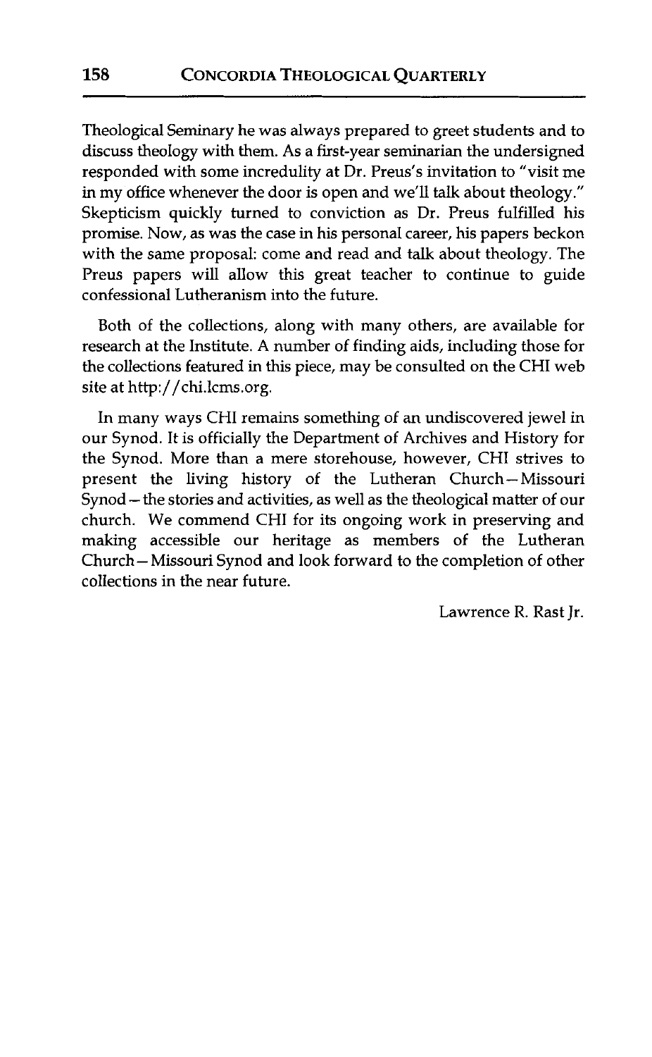Theological Seminary he was always prepared to greet students and to discuss theology with them. As a first-year seminarian the undersigned responded with some incredulity at Dr. Preus's invitation to "visit me in my office whenever the door is open and we'll talk about theology." Skepticism quickly turned to conviction as Dr. Preus fulfilled his promise. Now, as was the case in his personal career, his papers beckon with the same proposal: come and read and talk about theology. The Preus papers will allow this great teacher to continue to guide confessional Lutheranism into the future.

Both of the collections, along with many others, are available for research at the Institute. A number of finding aids, including those for the collections featured in this piece, may be consulted on the CHI web site at http://chi.lcms.org.

In many ways CHI remains something of an undiscovered jewel in our Synod. It is officially the Department of Archives and History for the Synod. More than a mere storehouse, however, CHI strives to present the living history of the Lutheran Church—Missouri Synod—the stories and activities, as well as the theological matter of our church. We commend CHI for its ongoing work in preserving and making accessible our heritage as members of the Lutheran Church—Missouri Synod and look forward to the completion of other collections in the near future.

Lawrence R. Rast Jr.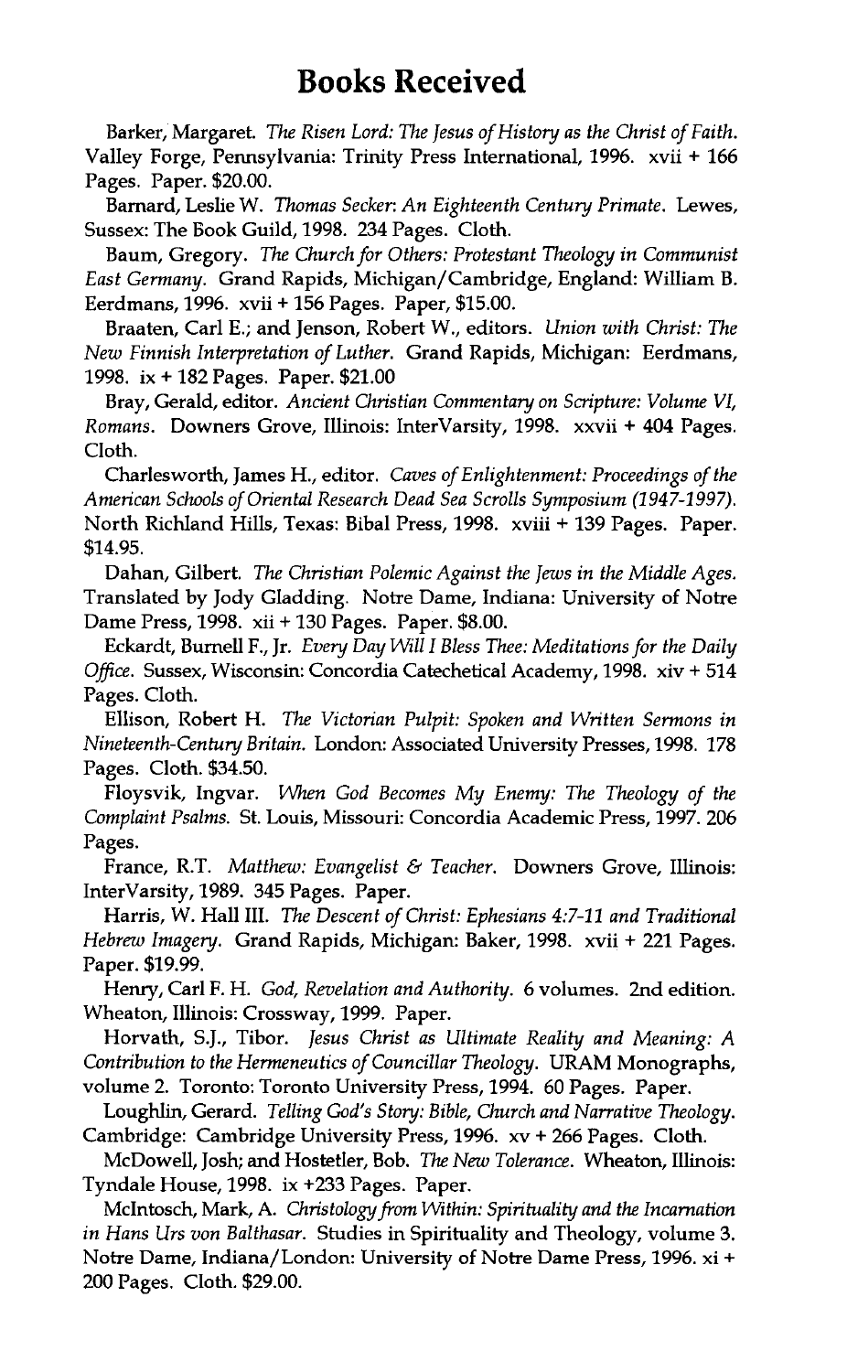# Books Received

Barker, Margaret. *The Risen Lord: The Jesus of History as the Christ of Faith.* Valley Forge, Pennsylvania: Trinity Press International, 1996. xvii + 166 Pages. Paper. $20.00.

Barnard, Leslie W. *Thomas Secker: An Eighteenth Century Primate.* Lewes, Sussex: The Book Guild, 1998. 234 Pages. Cloth.

Baum, Gregory. *The Church for Others: Protestant Theology in Communist East Germany.* Grand Rapids, Michigan/Cambridge, England: William B. Eerdmans, 1996. xvii + 156 Pages. Paper, $15.00.

Braaten, Carl E.; and Jenson, Robert W., editors. *Union with Christ: The New Finnish Interpretation of Luther.* Grand Rapids, Michigan: Eerdmans, 1998. ix + 182 Pages. Paper. $21.00

Bray, Gerald, editor. *Ancient Christian Commentary on Scripture: Volume VI, Romans.* Downers Grove, Illinois: InterVarsity, 1998. xxvii + 404 Pages. Cloth.

Charlesworth, James H., editor. *Caves of Enlightenment: Proceedings of the American Schools of Oriental Research Dead Sea Scrolls Symposium (1947-1997).* North Richland Hills, Texas: Bibal Press, 1998. xviii + 139 Pages. Paper. $14.95.

Dahan, Gilbert. *The Christian Polemic Against the Jews in the Middle Ages.* Translated by Jody Gladding. Notre Dame, Indiana: University of Notre Dame Press, 1998. xii + 130 Pages. Paper. $8.00.

Eckardt, Burnell F., Jr. *Every Day Will I Bless Thee: Meditations for the Daily Office.* Sussex, Wisconsin: Concordia Catechetical Academy, 1998. xiv + 514 Pages. Cloth.

Ellison, Robert H. *The Victorian Pulpit: Spoken and Written Sermons in Nineteenth-Century Britain.* London: Associated University Presses, 1998. 178 Pages. Cloth. $34.50.

Floysvik, Ingvar. *When God Becomes My Enemy: The Theology of the Complaint Psalms.* St. Louis, Missouri: Concordia Academic Press, 1997. 206 Pages.

France, R.T. *Matthew: Evangelist & Teacher.* Downers Grove, Illinois: InterVarsity, 1989. 345 Pages. Paper.

Harris, W. Hall III. *The Descent of Christ: Ephesians 4:7-11 and Traditional Hebrew Imagery.* Grand Rapids, Michigan: Baker, 1998. xvii + 221 Pages. Paper. $19.99.

Henry, Carl F. H. *God, Revelation and Authority.* 6 volumes. 2nd edition. Wheaton, Illinois: Crossway, 1999. Paper.

Horvath, S.J., Tibor. *Jesus Christ as Ultimate Reality and Meaning: A Contribution to the Hermeneutics of Councillar Theology.* URAM Monographs, volume 2. Toronto: Toronto University Press, 1994. 60 Pages. Paper.

Loughlin, Gerard. *Telling God's Story: Bible, Church and Narrative Theology.* Cambridge: Cambridge University Press, 1996. xv + 266 Pages. Cloth.

McDowell, Josh; and Hostetler, Bob. *The New Tolerance.* Wheaton, Illinois: Tyndale House, 1998. ix +233 Pages. Paper.

McIntosch, Mark, A. *Christology from Within: Spirituality and the Incarnation in Hans Urs von Balthasar.* Studies in Spirituality and Theology, volume 3. Notre Dame, Indiana/London: University of Notre Dame Press, 1996. xi + 200 Pages. Cloth. $29.00.